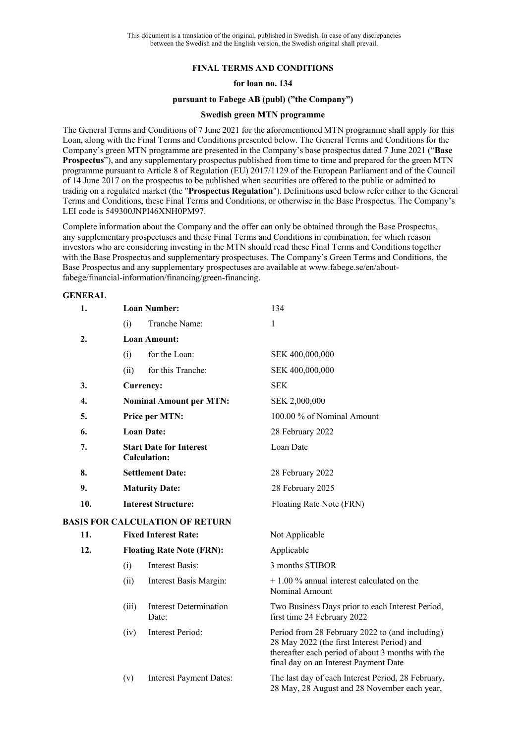This document is a translation of the original, published in Swedish. In case of any discrepancies between the Swedish and the English version, the Swedish original shall prevail.

# FINAL TERMS AND CONDITIONS

**for loan no. 134**

**pursuant to Fabege AB (publ) ("the Company")**

**Swedish green MTN programme**

The General Terms and Conditions of 7 June 2021 for the aforementioned MTN programme shall apply for this Loan, along with the Final Terms and Conditions presented below. The General Terms and Conditions for the Company's green MTN programme are presented in the Company's base prospectus dated 7 June 2021 ("**Base Prospectus**"), and any supplementary prospectus published from time to time and prepared for the green MTN programme pursuant to Article 8 of Regulation (EU) 2017/1129 of the European Parliament and of the Council of 14 June 2017 on the prospectus to be published when securities are offered to the public or admitted to trading on a regulated market (the "**Prospectus Regulation**"). Definitions used below refer either to the General Terms and Conditions, these Final Terms and Conditions, or otherwise in the Base Prospectus. The Company's LEI code is 549300JNPI46XNH0PM97.

Complete information about the Company and the offer can only be obtained through the Base Prospectus, any supplementary prospectuses and these Final Terms and Conditions in combination, for which reason investors who are considering investing in the MTN should read these Final Terms and Conditions together with the Base Prospectus and supplementary prospectuses. The Company's Green Terms and Conditions, the Base Prospectus and any supplementary prospectuses are available at www.fabege.se/en/about-fabege/financial-information/financing/green-financing.

## GENERAL

| | | | |
|---|---|---|---|
| **1.** | **Loan Number:** | | 134 |
| | (i) | Tranche Name: | 1 |
| **2.** | **Loan Amount:** | | |
| | (i) | for the Loan: | SEK 400,000,000 |
| | (ii) | for this Tranche: | SEK 400,000,000 |
| **3.** | **Currency:** | | SEK |
| **4.** | **Nominal Amount per MTN:** | | SEK 2,000,000 |
| **5.** | **Price per MTN:** | | 100.00 % of Nominal Amount |
| **6.** | **Loan Date:** | | 28 February 2022 |
| **7.** | **Start Date for Interest Calculation:** | | Loan Date |
| **8.** | **Settlement Date:** | | 28 February 2022 |
| **9.** | **Maturity Date:** | | 28 February 2025 |
| **10.** | **Interest Structure:** | | Floating Rate Note (FRN) |

## BASIS FOR CALCULATION OF RETURN

| | | | |
|---|---|---|---|
| **11.** | **Fixed Interest Rate:** | | Not Applicable |
| **12.** | **Floating Rate Note (FRN):** | | Applicable |
| | (i) | Interest Basis: | 3 months STIBOR |
| | (ii) | Interest Basis Margin: | + 1.00 % annual interest calculated on the Nominal Amount |
| | (iii) | Interest Determination Date: | Two Business Days prior to each Interest Period, first time 24 February 2022 |
| | (iv) | Interest Period: | Period from 28 February 2022 to (and including) 28 May 2022 (the first Interest Period) and thereafter each period of about 3 months with the final day on an Interest Payment Date |
| | (v) | Interest Payment Dates: | The last day of each Interest Period, 28 February, 28 May, 28 August and 28 November each year, |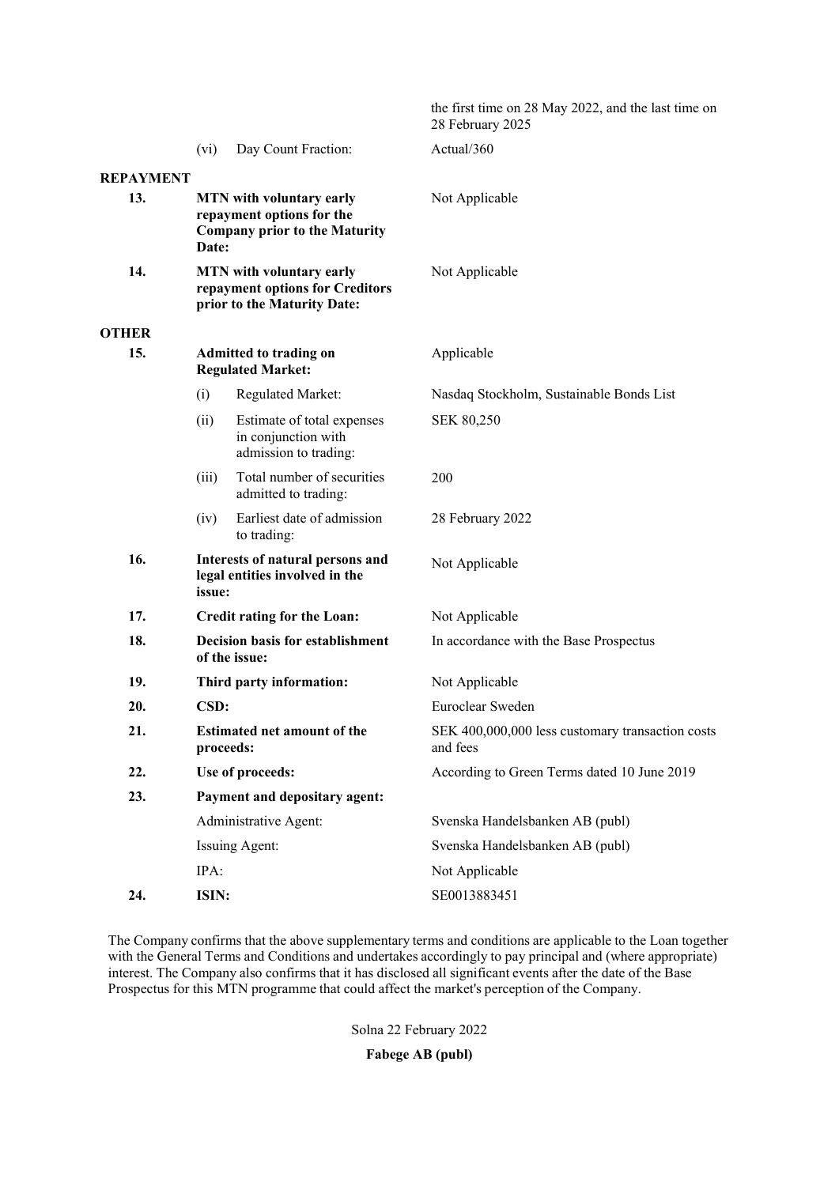| | | | |
|---|---|---|---|
| | | | the first time on 28 May 2022, and the last time on 28 February 2025 |
| | (vi) | Day Count Fraction: | Actual/360 |

**REPAYMENT**

| | | |
|---|---|---|
| **13.** | **MTN with voluntary early repayment options for the Company prior to the Maturity Date:** | Not Applicable |
| **14.** | **MTN with voluntary early repayment options for Creditors prior to the Maturity Date:** | Not Applicable |

**OTHER**

| | | | |
|---|---|---|---|
| **15.** | **Admitted to trading on Regulated Market:** | | Applicable |
| | (i) | Regulated Market: | Nasdaq Stockholm, Sustainable Bonds List |
| | (ii) | Estimate of total expenses in conjunction with admission to trading: | SEK 80,250 |
| | (iii) | Total number of securities admitted to trading: | 200 |
| | (iv) | Earliest date of admission to trading: | 28 February 2022 |
| **16.** | **Interests of natural persons and legal entities involved in the issue:** | | Not Applicable |
| **17.** | **Credit rating for the Loan:** | | Not Applicable |
| **18.** | **Decision basis for establishment of the issue:** | | In accordance with the Base Prospectus |
| **19.** | **Third party information:** | | Not Applicable |
| **20.** | **CSD:** | | Euroclear Sweden |
| **21.** | **Estimated net amount of the proceeds:** | | SEK 400,000,000 less customary transaction costs and fees |
| **22.** | **Use of proceeds:** | | According to Green Terms dated 10 June 2019 |
| **23.** | **Payment and depositary agent:** | | |
| | Administrative Agent: | | Svenska Handelsbanken AB (publ) |
| | Issuing Agent: | | Svenska Handelsbanken AB (publ) |
| | IPA: | | Not Applicable |
| **24.** | **ISIN:** | | SE0013883451 |

The Company confirms that the above supplementary terms and conditions are applicable to the Loan together with the General Terms and Conditions and undertakes accordingly to pay principal and (where appropriate) interest. The Company also confirms that it has disclosed all significant events after the date of the Base Prospectus for this MTN programme that could affect the market's perception of the Company.

Solna 22 February 2022

**Fabege AB (publ)**